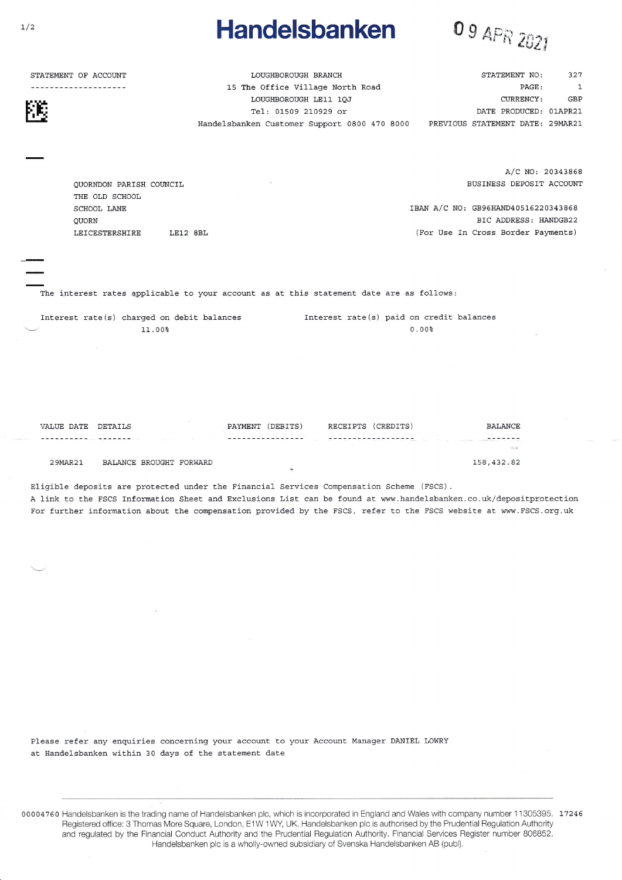# Handelsbanken

09 APR 2021

**STATEMENT OF ACCOUNT**

LOUGHBOROUGH BRANCH
15 The Office Village North Road
LOUGHBOROUGH LE11 1QJ
Tel: 01509 210929 or
Handelsbanken Customer Support 0800 470 8000

STATEMENT NO: 327
PAGE: 1
CURRENCY: GBP
DATE PRODUCED: 01APR21
PREVIOUS STATEMENT DATE: 29MAR21

QUORNDON PARISH COUNCIL
THE OLD SCHOOL
SCHOOL LANE
QUORN
LEICESTERSHIRE LE12 8BL

A/C NO: 20343868
BUSINESS DEPOSIT ACCOUNT

IBAN A/C NO: GB96HAND40516220343868
BIC ADDRESS: HANDGB22
(For Use In Cross Border Payments)

The interest rates applicable to your account as at this statement date are as follows:

| Interest rate(s) charged on debit balances | Interest rate(s) paid on credit balances |
|---|---|
| 11.00% | 0.00% |

| VALUE DATE | DETAILS | PAYMENT (DEBITS) | RECEIPTS (CREDITS) | BALANCE |
|---|---|---|---|---|
| 29MAR21 | BALANCE BROUGHT FORWARD | | | 158,432.82 |

Eligible deposits are protected under the Financial Services Compensation Scheme (FSCS).
A link to the FSCS Information Sheet and Exclusions List can be found at www.handelsbanken.co.uk/depositprotection
For further information about the compensation provided by the FSCS, refer to the FSCS website at www.FSCS.org.uk

Please refer any enquiries concerning your account to your Account Manager DANIEL LOWRY
at Handelsbanken within 30 days of the statement date

00004760 Handelsbanken is the trading name of Handelsbanken plc, which is incorporated in England and Wales with company number 11305395. 17246
Registered office: 3 Thomas More Square, London, E1W 1WY, UK. Handelsbanken plc is authorised by the Prudential Regulation Authority and regulated by the Financial Conduct Authority and the Prudential Regulation Authority. Financial Services Register number 806852.
Handelsbanken plc is a wholly-owned subsidiary of Svenska Handelsbanken AB (publ).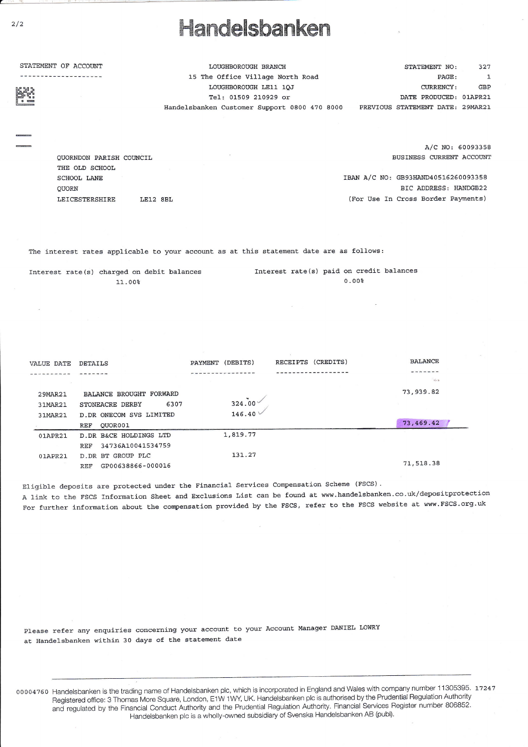# Handelsbanken

STATEMENT OF ACCOUNT

LOUGHBOROUGH BRANCH
15 The Office Village North Road
LOUGHBOROUGH LE11 1QJ
Tel: 01509 210929 or
Handelsbanken Customer Support 0800 470 8000

STATEMENT NO: 327
PAGE: 1
CURRENCY: GBP
DATE PRODUCED: 01APR21
PREVIOUS STATEMENT DATE: 29MAR21

QUORNDON PARISH COUNCIL
THE OLD SCHOOL
SCHOOL LANE
QUORN
LEICESTERSHIRE LE12 8BL

A/C NO: 60093358
BUSINESS CURRENT ACCOUNT

IBAN A/C NO: GB93HAND40516260093358
BIC ADDRESS: HANDGB22
(For Use In Cross Border Payments)

The interest rates applicable to your account as at this statement date are as follows:

| Interest rate(s) charged on debit balances | Interest rate(s) paid on credit balances |
|---|---|
| 11.00% | 0.00% |

| VALUE DATE | DETAILS | PAYMENT (DEBITS) | RECEIPTS (CREDITS) | BALANCE |
|---|---|---|---|---|
| 29MAR21 | BALANCE BROUGHT FORWARD | | | 73,939.82 |
| 31MAR21 | STONEACRE DERBY 6307 | 324.00 | | |
| 31MAR21 | D.DR ONECOM SVS LIMITED | 146.40 | | |
| | REF QUOR001 | | | 73,469.42 |
| 01APR21 | D.DR B&CE HOLDINGS LTD | 1,819.77 | | |
| | REF 34736A10041534759 | | | |
| 01APR21 | D.DR BT GROUP PLC | 131.27 | | |
| | REF GP00638866-000016 | | | 71,518.38 |

Eligible deposits are protected under the Financial Services Compensation Scheme (FSCS).
A link to the FSCS Information Sheet and Exclusions List can be found at www.handelsbanken.co.uk/depositprotection
For further information about the compensation provided by the FSCS, refer to the FSCS website at www.FSCS.org.uk

Please refer any enquiries concerning your account to your Account Manager DANIEL LOWRY
at Handelsbanken within 30 days of the statement date

00004760 Handelsbanken is the trading name of Handelsbanken plc, which is incorporated in England and Wales with company number 11305395. 17247
Registered office: 3 Thomas More Square, London, E1W 1WY, UK. Handelsbanken plc is authorised by the Prudential Regulation Authority and regulated by the Financial Conduct Authority and the Prudential Regulation Authority. Financial Services Register number 806852.
Handelsbanken plc is a wholly-owned subsidiary of Svenska Handelsbanken AB (publ).